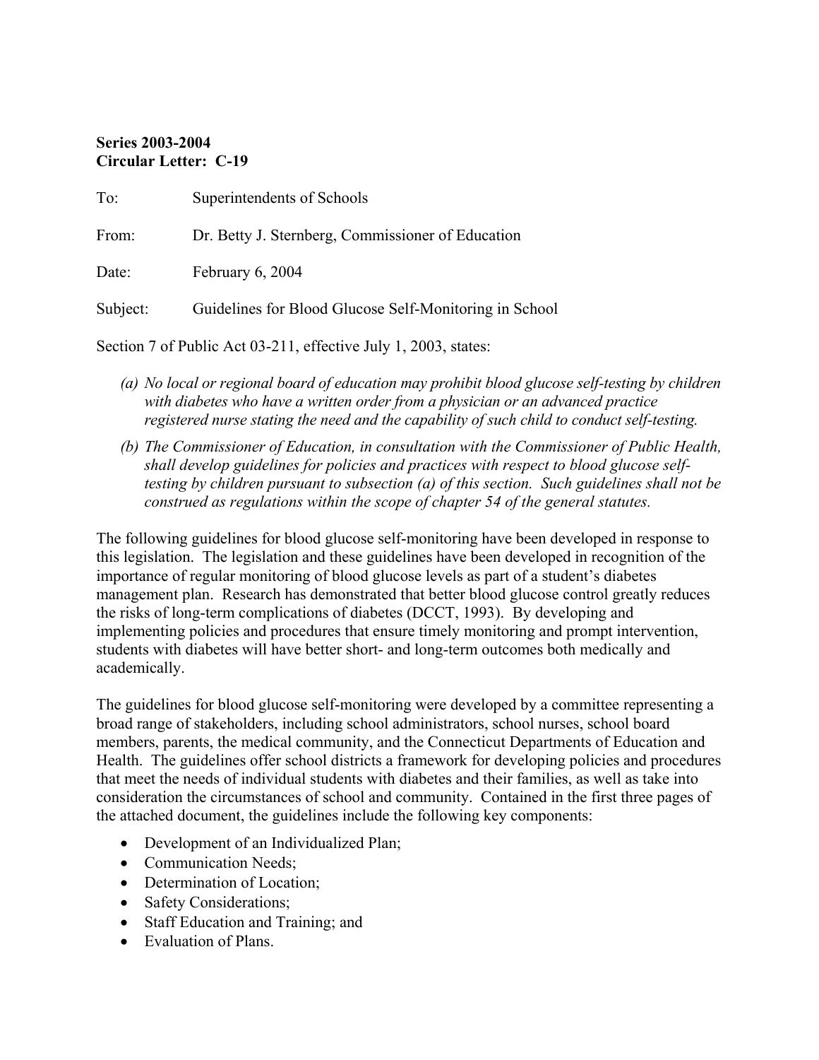**Series 2003-2004**
**Circular Letter: C-19**

To: Superintendents of Schools

From: Dr. Betty J. Sternberg, Commissioner of Education

Date: February 6, 2004

Subject: Guidelines for Blood Glucose Self-Monitoring in School

Section 7 of Public Act 03-211, effective July 1, 2003, states:

*(a) No local or regional board of education may prohibit blood glucose self-testing by children with diabetes who have a written order from a physician or an advanced practice registered nurse stating the need and the capability of such child to conduct self-testing.*

*(b) The Commissioner of Education, in consultation with the Commissioner of Public Health, shall develop guidelines for policies and practices with respect to blood glucose self-testing by children pursuant to subsection (a) of this section. Such guidelines shall not be construed as regulations within the scope of chapter 54 of the general statutes.*

The following guidelines for blood glucose self-monitoring have been developed in response to this legislation. The legislation and these guidelines have been developed in recognition of the importance of regular monitoring of blood glucose levels as part of a student's diabetes management plan. Research has demonstrated that better blood glucose control greatly reduces the risks of long-term complications of diabetes (DCCT, 1993). By developing and implementing policies and procedures that ensure timely monitoring and prompt intervention, students with diabetes will have better short- and long-term outcomes both medically and academically.

The guidelines for blood glucose self-monitoring were developed by a committee representing a broad range of stakeholders, including school administrators, school nurses, school board members, parents, the medical community, and the Connecticut Departments of Education and Health. The guidelines offer school districts a framework for developing policies and procedures that meet the needs of individual students with diabetes and their families, as well as take into consideration the circumstances of school and community. Contained in the first three pages of the attached document, the guidelines include the following key components:

- Development of an Individualized Plan;
- Communication Needs;
- Determination of Location;
- Safety Considerations;
- Staff Education and Training; and
- Evaluation of Plans.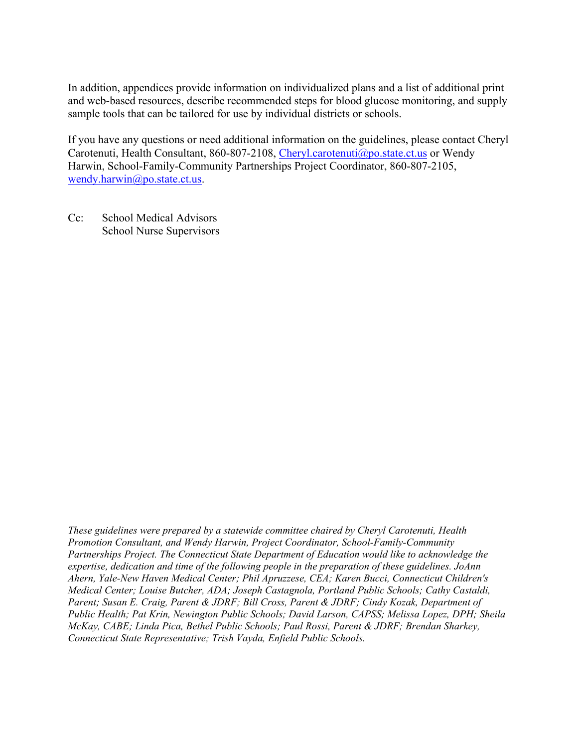In addition, appendices provide information on individualized plans and a list of additional print and web-based resources, describe recommended steps for blood glucose monitoring, and supply sample tools that can be tailored for use by individual districts or schools.

If you have any questions or need additional information on the guidelines, please contact Cheryl Carotenuti, Health Consultant, 860-807-2108, Cheryl.carotenuti@po.state.ct.us or Wendy Harwin, School-Family-Community Partnerships Project Coordinator, 860-807-2105, wendy.harwin@po.state.ct.us.

Cc: School Medical Advisors
School Nurse Supervisors

*These guidelines were prepared by a statewide committee chaired by Cheryl Carotenuti, Health Promotion Consultant, and Wendy Harwin, Project Coordinator, School-Family-Community Partnerships Project. The Connecticut State Department of Education would like to acknowledge the expertise, dedication and time of the following people in the preparation of these guidelines. JoAnn Ahern, Yale-New Haven Medical Center; Phil Apruzzese, CEA; Karen Bucci, Connecticut Children's Medical Center; Louise Butcher, ADA; Joseph Castagnola, Portland Public Schools; Cathy Castaldi, Parent; Susan E. Craig, Parent & JDRF; Bill Cross, Parent & JDRF; Cindy Kozak, Department of Public Health; Pat Krin, Newington Public Schools; David Larson, CAPSS; Melissa Lopez, DPH; Sheila McKay, CABE; Linda Pica, Bethel Public Schools; Paul Rossi, Parent & JDRF; Brendan Sharkey, Connecticut State Representative; Trish Vayda, Enfield Public Schools.*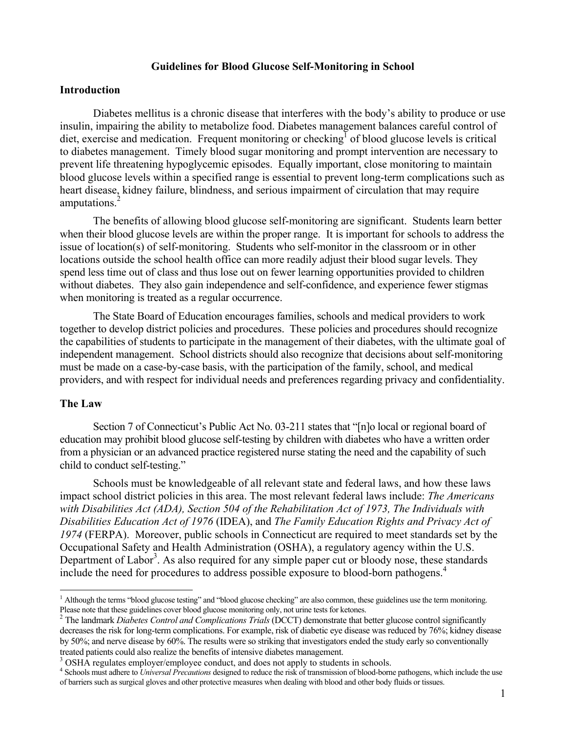# Guidelines for Blood Glucose Self-Monitoring in School

## Introduction

Diabetes mellitus is a chronic disease that interferes with the body's ability to produce or use insulin, impairing the ability to metabolize food. Diabetes management balances careful control of diet, exercise and medication. Frequent monitoring or checking[1] of blood glucose levels is critical to diabetes management. Timely blood sugar monitoring and prompt intervention are necessary to prevent life threatening hypoglycemic episodes. Equally important, close monitoring to maintain blood glucose levels within a specified range is essential to prevent long-term complications such as heart disease, kidney failure, blindness, and serious impairment of circulation that may require amputations.[2]

The benefits of allowing blood glucose self-monitoring are significant. Students learn better when their blood glucose levels are within the proper range. It is important for schools to address the issue of location(s) of self-monitoring. Students who self-monitor in the classroom or in other locations outside the school health office can more readily adjust their blood sugar levels. They spend less time out of class and thus lose out on fewer learning opportunities provided to children without diabetes. They also gain independence and self-confidence, and experience fewer stigmas when monitoring is treated as a regular occurrence.

The State Board of Education encourages families, schools and medical providers to work together to develop district policies and procedures. These policies and procedures should recognize the capabilities of students to participate in the management of their diabetes, with the ultimate goal of independent management. School districts should also recognize that decisions about self-monitoring must be made on a case-by-case basis, with the participation of the family, school, and medical providers, and with respect for individual needs and preferences regarding privacy and confidentiality.

## The Law

Section 7 of Connecticut's Public Act No. 03-211 states that "[n]o local or regional board of education may prohibit blood glucose self-testing by children with diabetes who have a written order from a physician or an advanced practice registered nurse stating the need and the capability of such child to conduct self-testing."

Schools must be knowledgeable of all relevant state and federal laws, and how these laws impact school district policies in this area. The most relevant federal laws include: *The Americans with Disabilities Act (ADA), Section 504 of the Rehabilitation Act of 1973, The Individuals with Disabilities Education Act of 1976* (IDEA), and *The Family Education Rights and Privacy Act of 1974* (FERPA). Moreover, public schools in Connecticut are required to meet standards set by the Occupational Safety and Health Administration (OSHA), a regulatory agency within the U.S. Department of Labor[3]. As also required for any simple paper cut or bloody nose, these standards include the need for procedures to address possible exposure to blood-born pathogens.[4]

---

[1] Although the terms "blood glucose testing" and "blood glucose checking" are also common, these guidelines use the term monitoring. Please note that these guidelines cover blood glucose monitoring only, not urine tests for ketones.

[2] The landmark *Diabetes Control and Complications Trials* (DCCT) demonstrate that better glucose control significantly decreases the risk for long-term complications. For example, risk of diabetic eye disease was reduced by 76%; kidney disease by 50%; and nerve disease by 60%. The results were so striking that investigators ended the study early so conventionally treated patients could also realize the benefits of intensive diabetes management.

[3] OSHA regulates employer/employee conduct, and does not apply to students in schools.

[4] Schools must adhere to *Universal Precautions* designed to reduce the risk of transmission of blood-borne pathogens, which include the use of barriers such as surgical gloves and other protective measures when dealing with blood and other body fluids or tissues.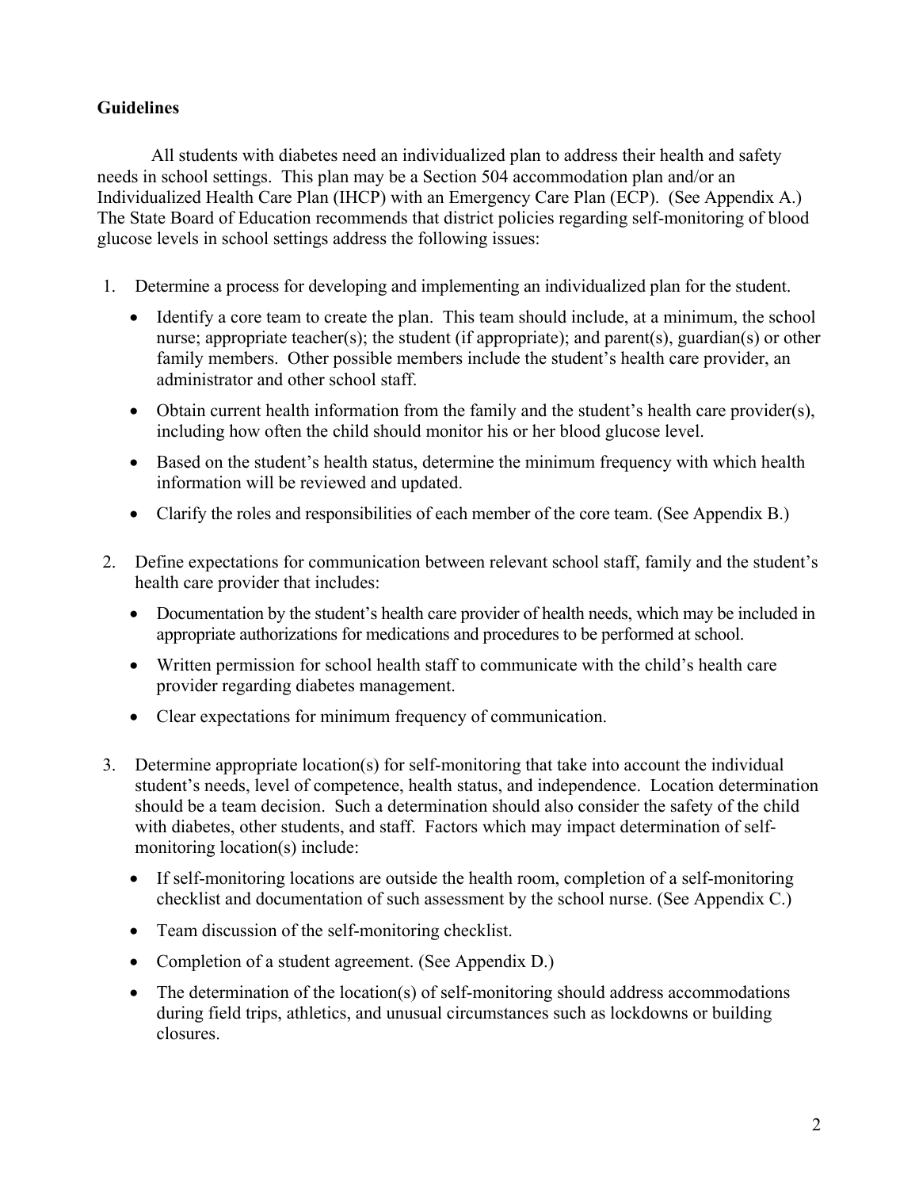**Guidelines**

All students with diabetes need an individualized plan to address their health and safety needs in school settings. This plan may be a Section 504 accommodation plan and/or an Individualized Health Care Plan (IHCP) with an Emergency Care Plan (ECP). (See Appendix A.) The State Board of Education recommends that district policies regarding self-monitoring of blood glucose levels in school settings address the following issues:

1. Determine a process for developing and implementing an individualized plan for the student.
   - Identify a core team to create the plan. This team should include, at a minimum, the school nurse; appropriate teacher(s); the student (if appropriate); and parent(s), guardian(s) or other family members. Other possible members include the student's health care provider, an administrator and other school staff.
   - Obtain current health information from the family and the student's health care provider(s), including how often the child should monitor his or her blood glucose level.
   - Based on the student's health status, determine the minimum frequency with which health information will be reviewed and updated.
   - Clarify the roles and responsibilities of each member of the core team. (See Appendix B.)

2. Define expectations for communication between relevant school staff, family and the student's health care provider that includes:
   - Documentation by the student's health care provider of health needs, which may be included in appropriate authorizations for medications and procedures to be performed at school.
   - Written permission for school health staff to communicate with the child's health care provider regarding diabetes management.
   - Clear expectations for minimum frequency of communication.

3. Determine appropriate location(s) for self-monitoring that take into account the individual student's needs, level of competence, health status, and independence. Location determination should be a team decision. Such a determination should also consider the safety of the child with diabetes, other students, and staff. Factors which may impact determination of self-monitoring location(s) include:
   - If self-monitoring locations are outside the health room, completion of a self-monitoring checklist and documentation of such assessment by the school nurse. (See Appendix C.)
   - Team discussion of the self-monitoring checklist.
   - Completion of a student agreement. (See Appendix D.)
   - The determination of the location(s) of self-monitoring should address accommodations during field trips, athletics, and unusual circumstances such as lockdowns or building closures.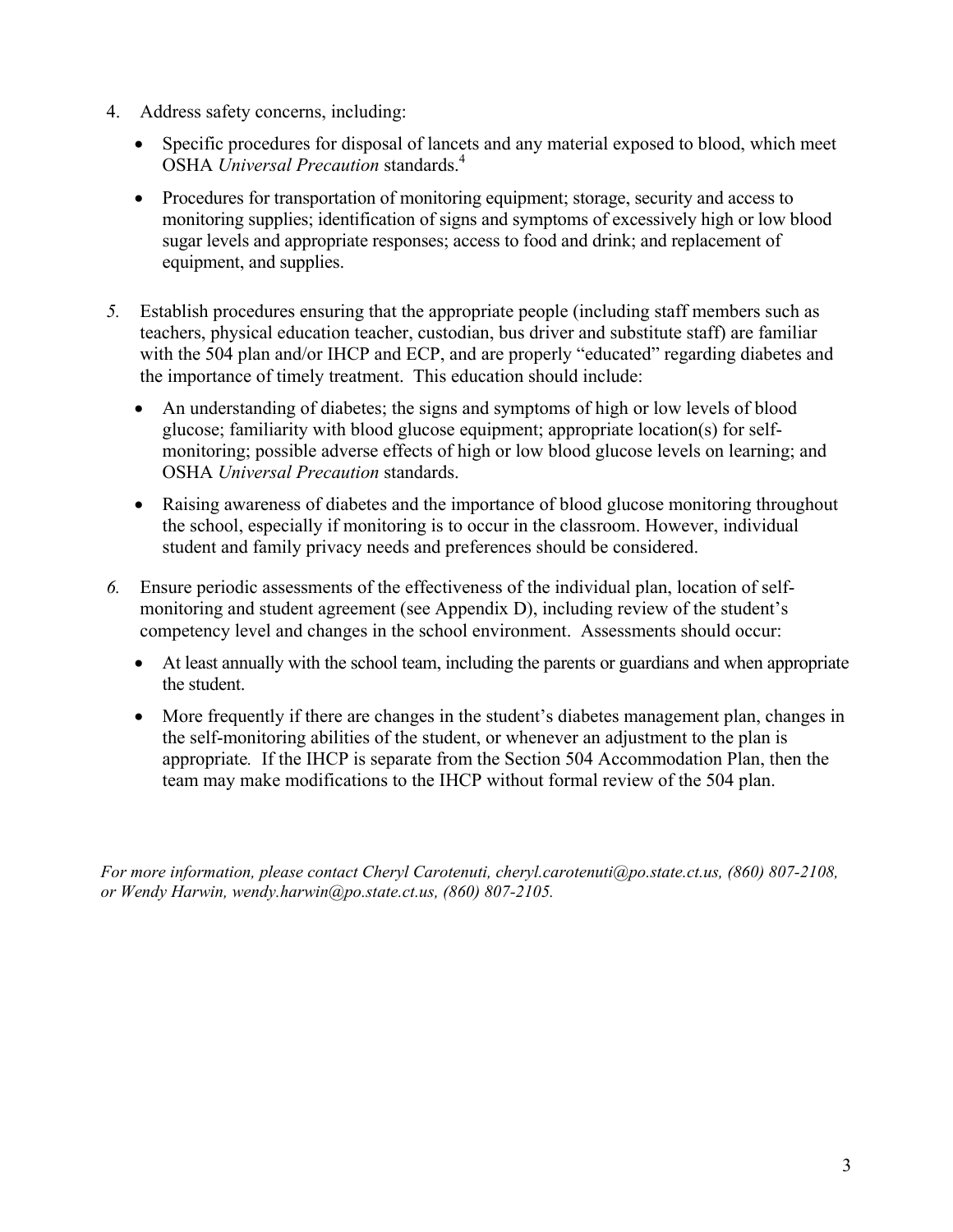4. Address safety concerns, including:

   - Specific procedures for disposal of lancets and any material exposed to blood, which meet OSHA *Universal Precaution* standards.[4]

   - Procedures for transportation of monitoring equipment; storage, security and access to monitoring supplies; identification of signs and symptoms of excessively high or low blood sugar levels and appropriate responses; access to food and drink; and replacement of equipment, and supplies.

5. Establish procedures ensuring that the appropriate people (including staff members such as teachers, physical education teacher, custodian, bus driver and substitute staff) are familiar with the 504 plan and/or IHCP and ECP, and are properly "educated" regarding diabetes and the importance of timely treatment. This education should include:

   - An understanding of diabetes; the signs and symptoms of high or low levels of blood glucose; familiarity with blood glucose equipment; appropriate location(s) for self-monitoring; possible adverse effects of high or low blood glucose levels on learning; and OSHA *Universal Precaution* standards.

   - Raising awareness of diabetes and the importance of blood glucose monitoring throughout the school, especially if monitoring is to occur in the classroom. However, individual student and family privacy needs and preferences should be considered.

6. Ensure periodic assessments of the effectiveness of the individual plan, location of self-monitoring and student agreement (see Appendix D), including review of the student's competency level and changes in the school environment. Assessments should occur:

   - At least annually with the school team, including the parents or guardians and when appropriate the student.

   - More frequently if there are changes in the student's diabetes management plan, changes in the self-monitoring abilities of the student, or whenever an adjustment to the plan is appropriate. If the IHCP is separate from the Section 504 Accommodation Plan, then the team may make modifications to the IHCP without formal review of the 504 plan.

*For more information, please contact Cheryl Carotenuti, cheryl.carotenuti@po.state.ct.us, (860) 807-2108, or Wendy Harwin, wendy.harwin@po.state.ct.us, (860) 807-2105.*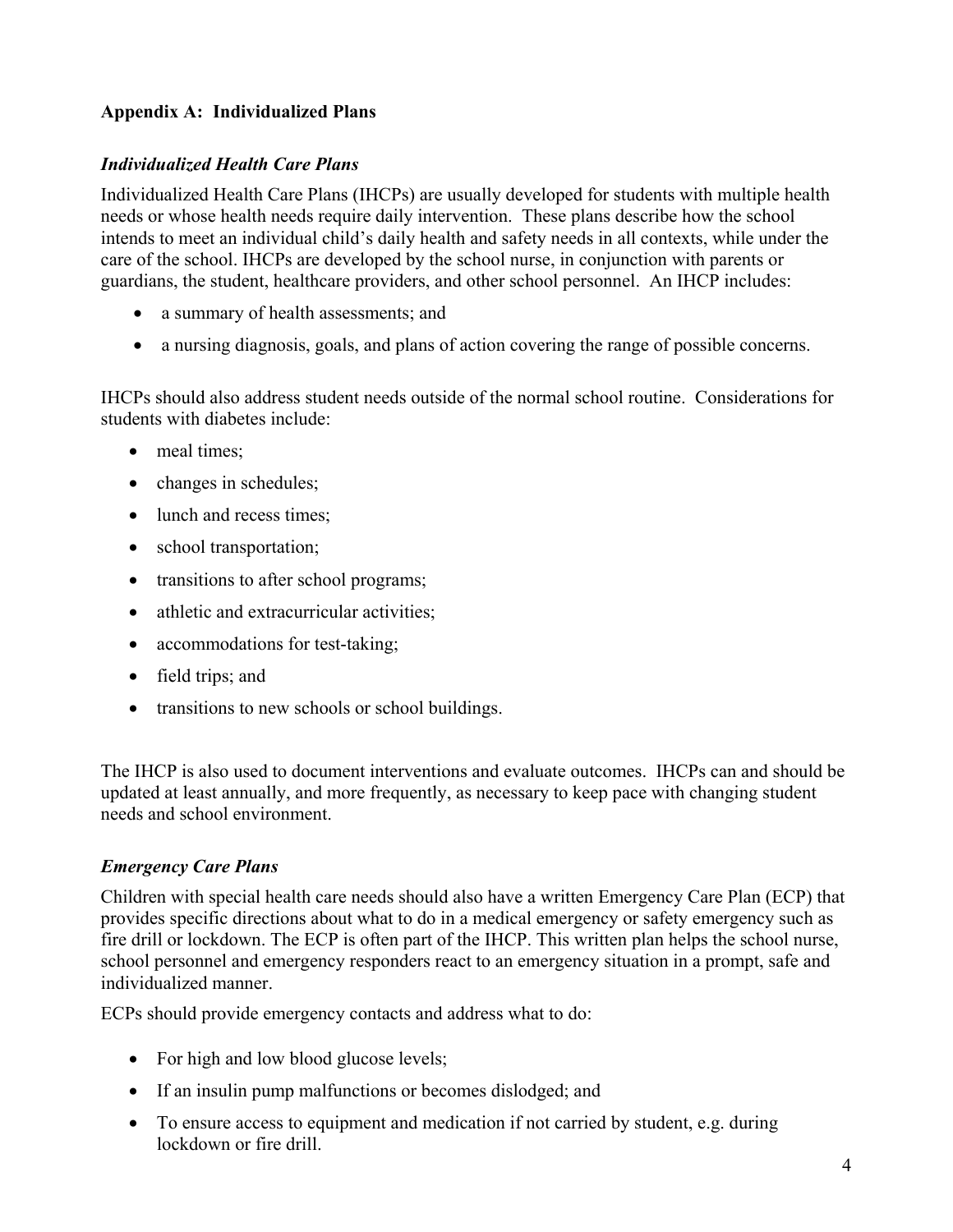## Appendix A: Individualized Plans

### *Individualized Health Care Plans*

Individualized Health Care Plans (IHCPs) are usually developed for students with multiple health needs or whose health needs require daily intervention. These plans describe how the school intends to meet an individual child's daily health and safety needs in all contexts, while under the care of the school. IHCPs are developed by the school nurse, in conjunction with parents or guardians, the student, healthcare providers, and other school personnel. An IHCP includes:

- a summary of health assessments; and
- a nursing diagnosis, goals, and plans of action covering the range of possible concerns.

IHCPs should also address student needs outside of the normal school routine. Considerations for students with diabetes include:

- meal times;
- changes in schedules;
- lunch and recess times;
- school transportation;
- transitions to after school programs;
- athletic and extracurricular activities;
- accommodations for test-taking;
- field trips; and
- transitions to new schools or school buildings.

The IHCP is also used to document interventions and evaluate outcomes. IHCPs can and should be updated at least annually, and more frequently, as necessary to keep pace with changing student needs and school environment.

### *Emergency Care Plans*

Children with special health care needs should also have a written Emergency Care Plan (ECP) that provides specific directions about what to do in a medical emergency or safety emergency such as fire drill or lockdown. The ECP is often part of the IHCP. This written plan helps the school nurse, school personnel and emergency responders react to an emergency situation in a prompt, safe and individualized manner.

ECPs should provide emergency contacts and address what to do:

- For high and low blood glucose levels;
- If an insulin pump malfunctions or becomes dislodged; and
- To ensure access to equipment and medication if not carried by student, e.g. during lockdown or fire drill.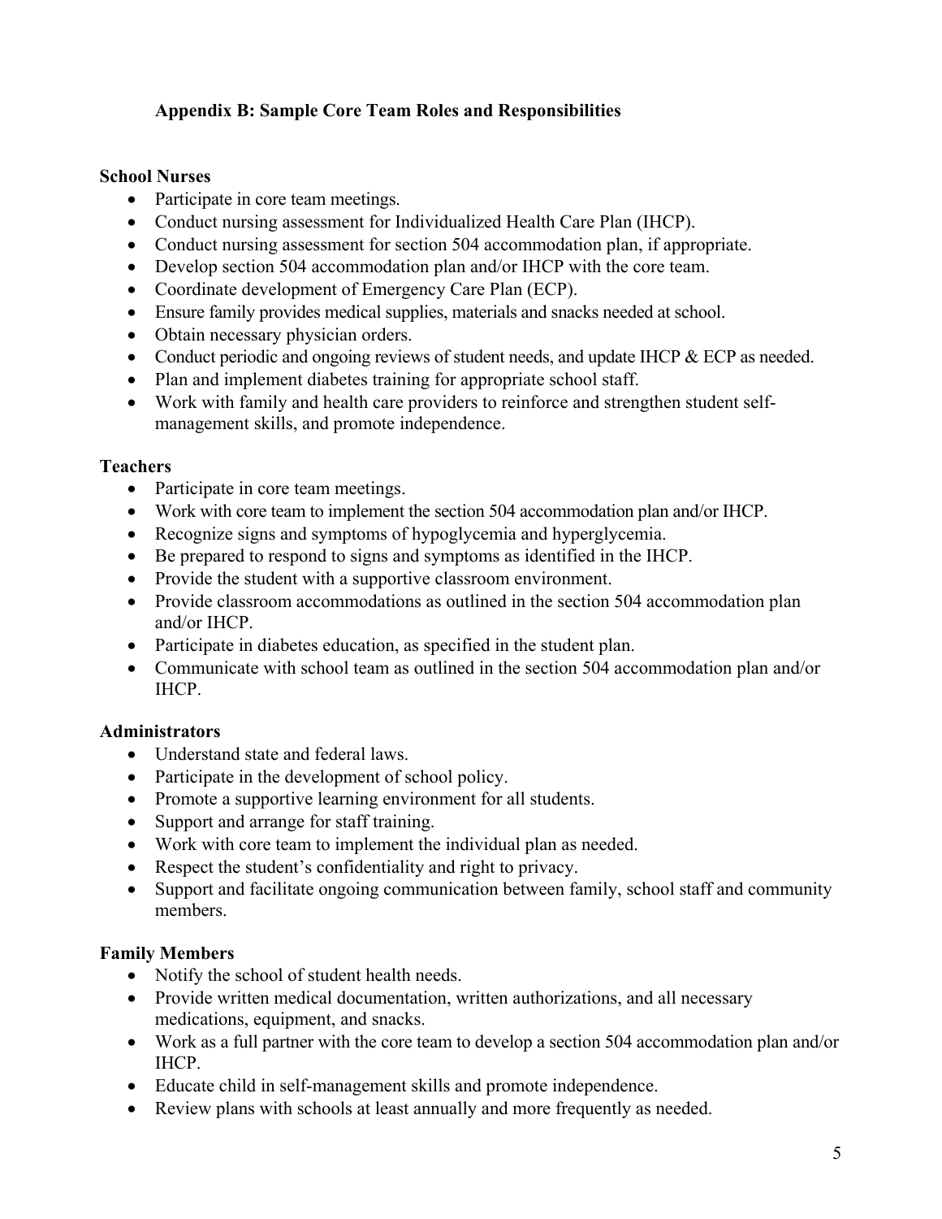## Appendix B: Sample Core Team Roles and Responsibilities

### School Nurses

- Participate in core team meetings.
- Conduct nursing assessment for Individualized Health Care Plan (IHCP).
- Conduct nursing assessment for section 504 accommodation plan, if appropriate.
- Develop section 504 accommodation plan and/or IHCP with the core team.
- Coordinate development of Emergency Care Plan (ECP).
- Ensure family provides medical supplies, materials and snacks needed at school.
- Obtain necessary physician orders.
- Conduct periodic and ongoing reviews of student needs, and update IHCP & ECP as needed.
- Plan and implement diabetes training for appropriate school staff.
- Work with family and health care providers to reinforce and strengthen student self-management skills, and promote independence.

### Teachers

- Participate in core team meetings.
- Work with core team to implement the section 504 accommodation plan and/or IHCP.
- Recognize signs and symptoms of hypoglycemia and hyperglycemia.
- Be prepared to respond to signs and symptoms as identified in the IHCP.
- Provide the student with a supportive classroom environment.
- Provide classroom accommodations as outlined in the section 504 accommodation plan and/or IHCP.
- Participate in diabetes education, as specified in the student plan.
- Communicate with school team as outlined in the section 504 accommodation plan and/or IHCP.

### Administrators

- Understand state and federal laws.
- Participate in the development of school policy.
- Promote a supportive learning environment for all students.
- Support and arrange for staff training.
- Work with core team to implement the individual plan as needed.
- Respect the student's confidentiality and right to privacy.
- Support and facilitate ongoing communication between family, school staff and community members.

### Family Members

- Notify the school of student health needs.
- Provide written medical documentation, written authorizations, and all necessary medications, equipment, and snacks.
- Work as a full partner with the core team to develop a section 504 accommodation plan and/or IHCP.
- Educate child in self-management skills and promote independence.
- Review plans with schools at least annually and more frequently as needed.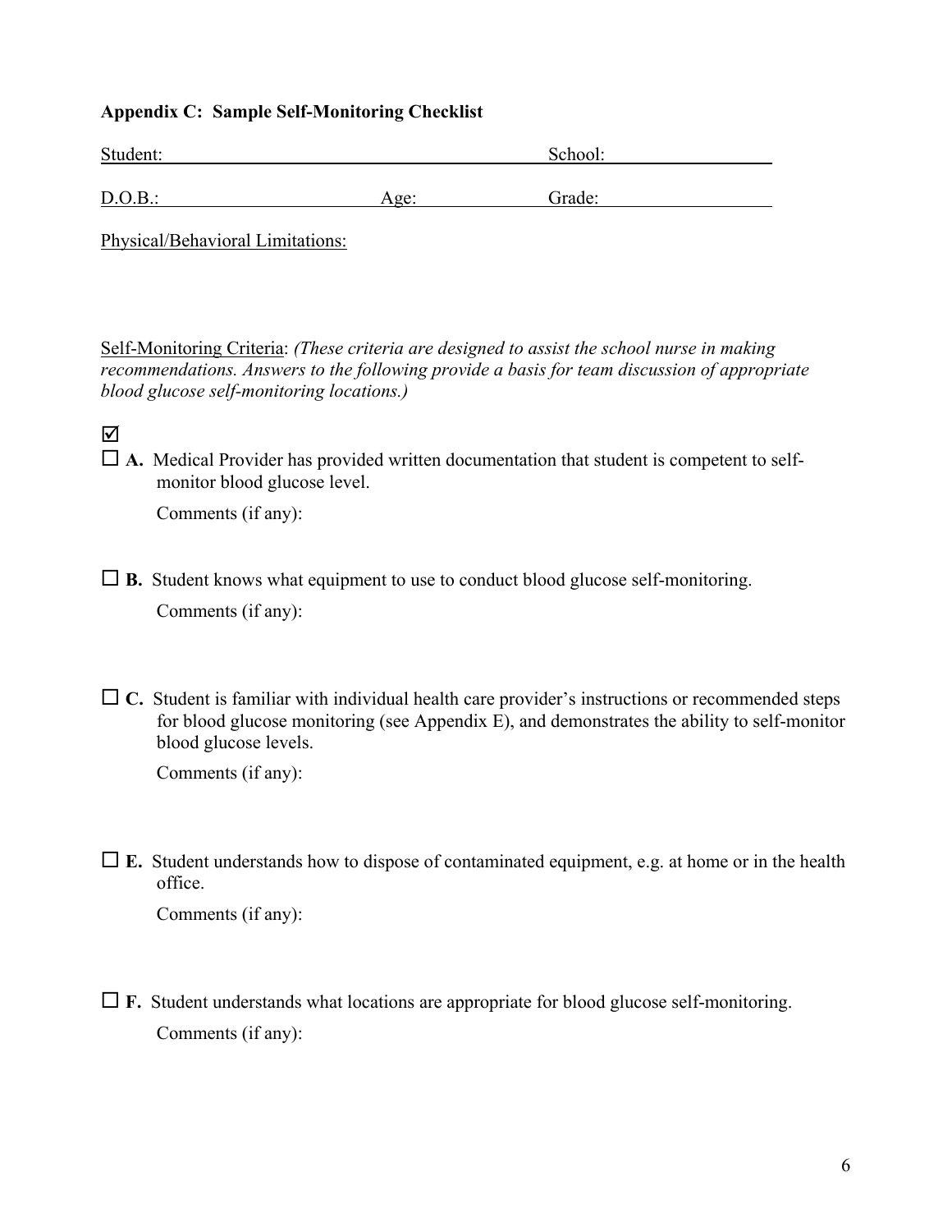**Appendix C: Sample Self-Monitoring Checklist**

Student: School:

D.O.B.: Age: Grade:

Physical/Behavioral Limitations:

Self-Monitoring Criteria: *(These criteria are designed to assist the school nurse in making recommendations. Answers to the following provide a basis for team discussion of appropriate blood glucose self-monitoring locations.)*

☑

☐ **A.** Medical Provider has provided written documentation that student is competent to self-monitor blood glucose level.

Comments (if any):

☐ **B.** Student knows what equipment to use to conduct blood glucose self-monitoring.

Comments (if any):

☐ **C.** Student is familiar with individual health care provider's instructions or recommended steps for blood glucose monitoring (see Appendix E), and demonstrates the ability to self-monitor blood glucose levels.

Comments (if any):

☐ **E.** Student understands how to dispose of contaminated equipment, e.g. at home or in the health office.

Comments (if any):

☐ **F.** Student understands what locations are appropriate for blood glucose self-monitoring.

Comments (if any):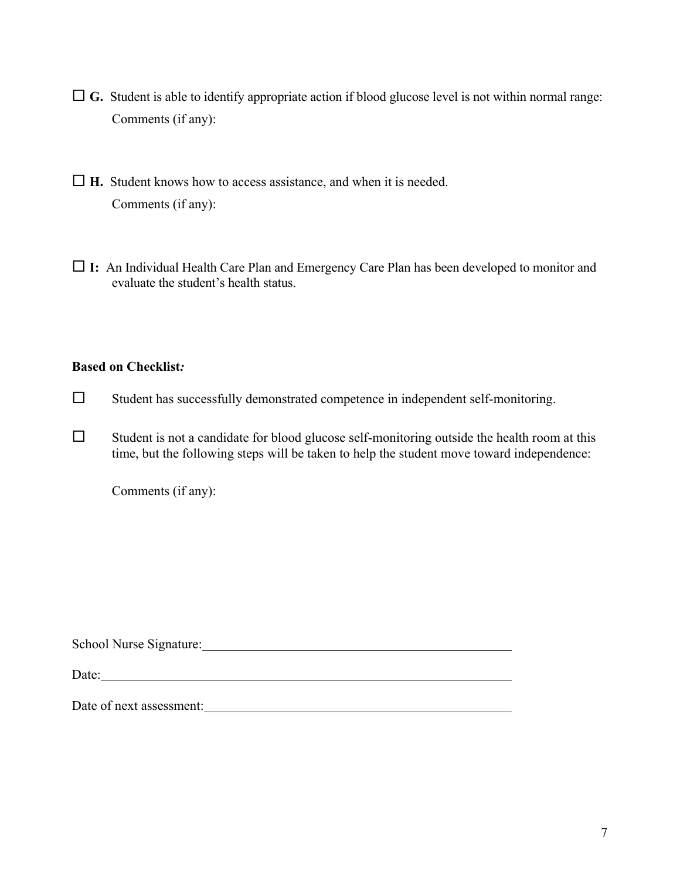☐ **G.** Student is able to identify appropriate action if blood glucose level is not within normal range:

Comments (if any):

☐ **H.** Student knows how to access assistance, and when it is needed.

Comments (if any):

☐ **I:** An Individual Health Care Plan and Emergency Care Plan has been developed to monitor and evaluate the student's health status.

**Based on Checklist*:***

☐ Student has successfully demonstrated competence in independent self-monitoring.

☐ Student is not a candidate for blood glucose self-monitoring outside the health room at this time, but the following steps will be taken to help the student move toward independence:

Comments (if any):

School Nurse Signature: ______________________________

Date: ______________________________

Date of next assessment: ______________________________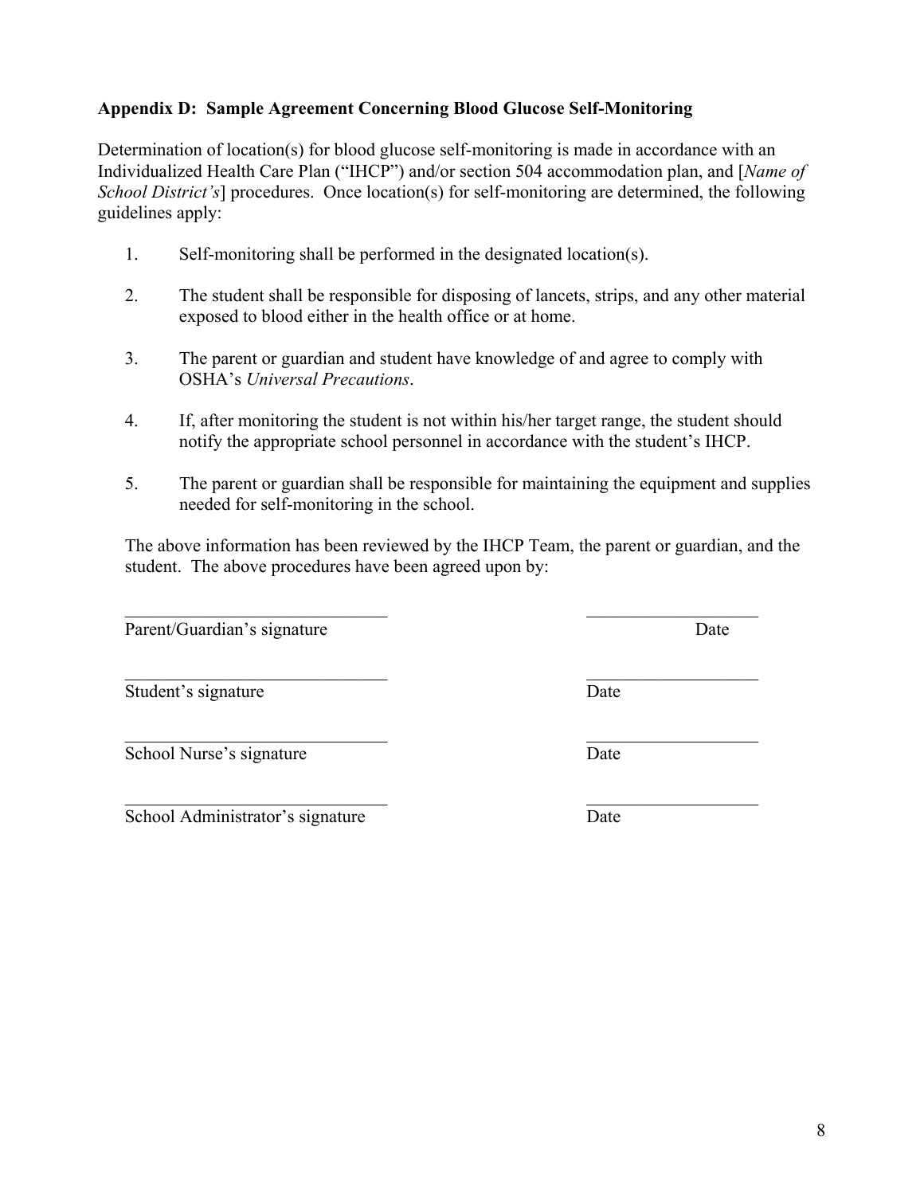**Appendix D: Sample Agreement Concerning Blood Glucose Self-Monitoring**

Determination of location(s) for blood glucose self-monitoring is made in accordance with an Individualized Health Care Plan ("IHCP") and/or section 504 accommodation plan, and [*Name of School District's*] procedures. Once location(s) for self-monitoring are determined, the following guidelines apply:

1. Self-monitoring shall be performed in the designated location(s).

2. The student shall be responsible for disposing of lancets, strips, and any other material exposed to blood either in the health office or at home.

3. The parent or guardian and student have knowledge of and agree to comply with OSHA's *Universal Precautions*.

4. If, after monitoring the student is not within his/her target range, the student should notify the appropriate school personnel in accordance with the student's IHCP.

5. The parent or guardian shall be responsible for maintaining the equipment and supplies needed for self-monitoring in the school.

The above information has been reviewed by the IHCP Team, the parent or guardian, and the student. The above procedures have been agreed upon by:

_______________________________ ___________________
Parent/Guardian's signature Date

_______________________________ ___________________
Student's signature Date

_______________________________ ___________________
School Nurse's signature Date

_______________________________ ___________________
School Administrator's signature Date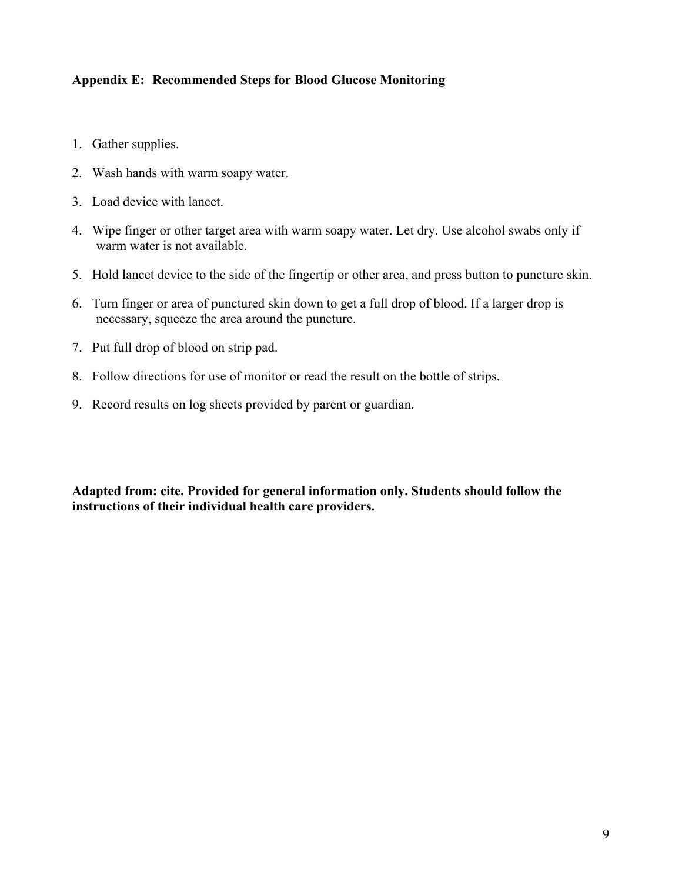### Appendix E: Recommended Steps for Blood Glucose Monitoring

1. Gather supplies.
2. Wash hands with warm soapy water.
3. Load device with lancet.
4. Wipe finger or other target area with warm soapy water. Let dry. Use alcohol swabs only if warm water is not available.
5. Hold lancet device to the side of the fingertip or other area, and press button to puncture skin.
6. Turn finger or area of punctured skin down to get a full drop of blood. If a larger drop is necessary, squeeze the area around the puncture.
7. Put full drop of blood on strip pad.
8. Follow directions for use of monitor or read the result on the bottle of strips.
9. Record results on log sheets provided by parent or guardian.

**Adapted from: cite. Provided for general information only. Students should follow the instructions of their individual health care providers.**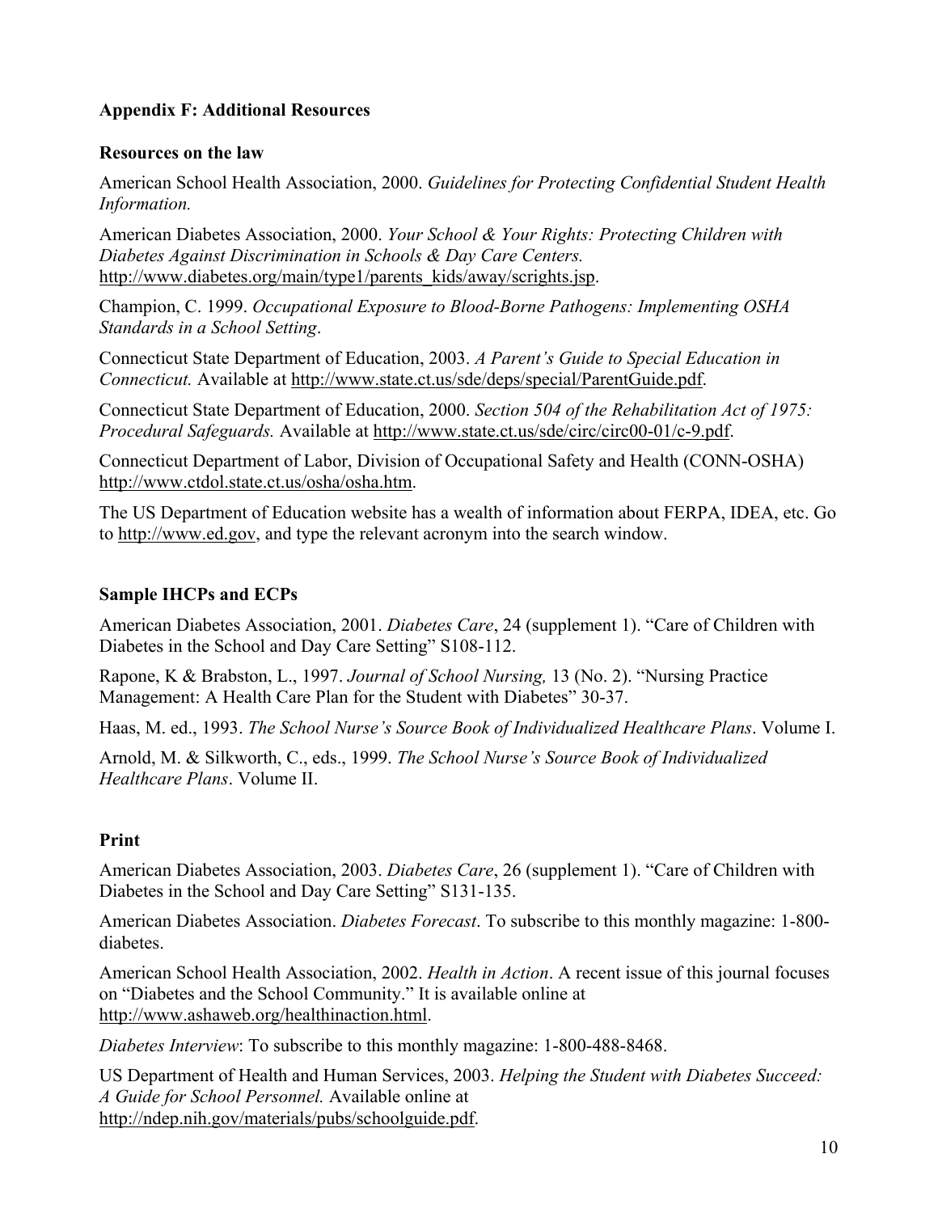## Appendix F: Additional Resources

### Resources on the law

American School Health Association, 2000. *Guidelines for Protecting Confidential Student Health Information.*

American Diabetes Association, 2000. *Your School & Your Rights: Protecting Children with Diabetes Against Discrimination in Schools & Day Care Centers.* http://www.diabetes.org/main/type1/parents_kids/away/scrights.jsp.

Champion, C. 1999. *Occupational Exposure to Blood-Borne Pathogens: Implementing OSHA Standards in a School Setting*.

Connecticut State Department of Education, 2003. *A Parent's Guide to Special Education in Connecticut.* Available at http://www.state.ct.us/sde/deps/special/ParentGuide.pdf.

Connecticut State Department of Education, 2000. *Section 504 of the Rehabilitation Act of 1975: Procedural Safeguards.* Available at http://www.state.ct.us/sde/circ/circ00-01/c-9.pdf.

Connecticut Department of Labor, Division of Occupational Safety and Health (CONN-OSHA) http://www.ctdol.state.ct.us/osha/osha.htm.

The US Department of Education website has a wealth of information about FERPA, IDEA, etc. Go to http://www.ed.gov, and type the relevant acronym into the search window.

### Sample IHCPs and ECPs

American Diabetes Association, 2001. *Diabetes Care*, 24 (supplement 1). "Care of Children with Diabetes in the School and Day Care Setting" S108-112.

Rapone, K & Brabston, L., 1997. *Journal of School Nursing,* 13 (No. 2). "Nursing Practice Management: A Health Care Plan for the Student with Diabetes" 30-37.

Haas, M. ed., 1993. *The School Nurse's Source Book of Individualized Healthcare Plans*. Volume I.

Arnold, M. & Silkworth, C., eds., 1999. *The School Nurse's Source Book of Individualized Healthcare Plans*. Volume II.

### Print

American Diabetes Association, 2003. *Diabetes Care*, 26 (supplement 1). "Care of Children with Diabetes in the School and Day Care Setting" S131-135.

American Diabetes Association. *Diabetes Forecast*. To subscribe to this monthly magazine: 1-800-diabetes.

American School Health Association, 2002. *Health in Action*. A recent issue of this journal focuses on "Diabetes and the School Community." It is available online at http://www.ashaweb.org/healthinaction.html.

*Diabetes Interview*: To subscribe to this monthly magazine: 1-800-488-8468.

US Department of Health and Human Services, 2003. *Helping the Student with Diabetes Succeed: A Guide for School Personnel.* Available online at http://ndep.nih.gov/materials/pubs/schoolguide.pdf.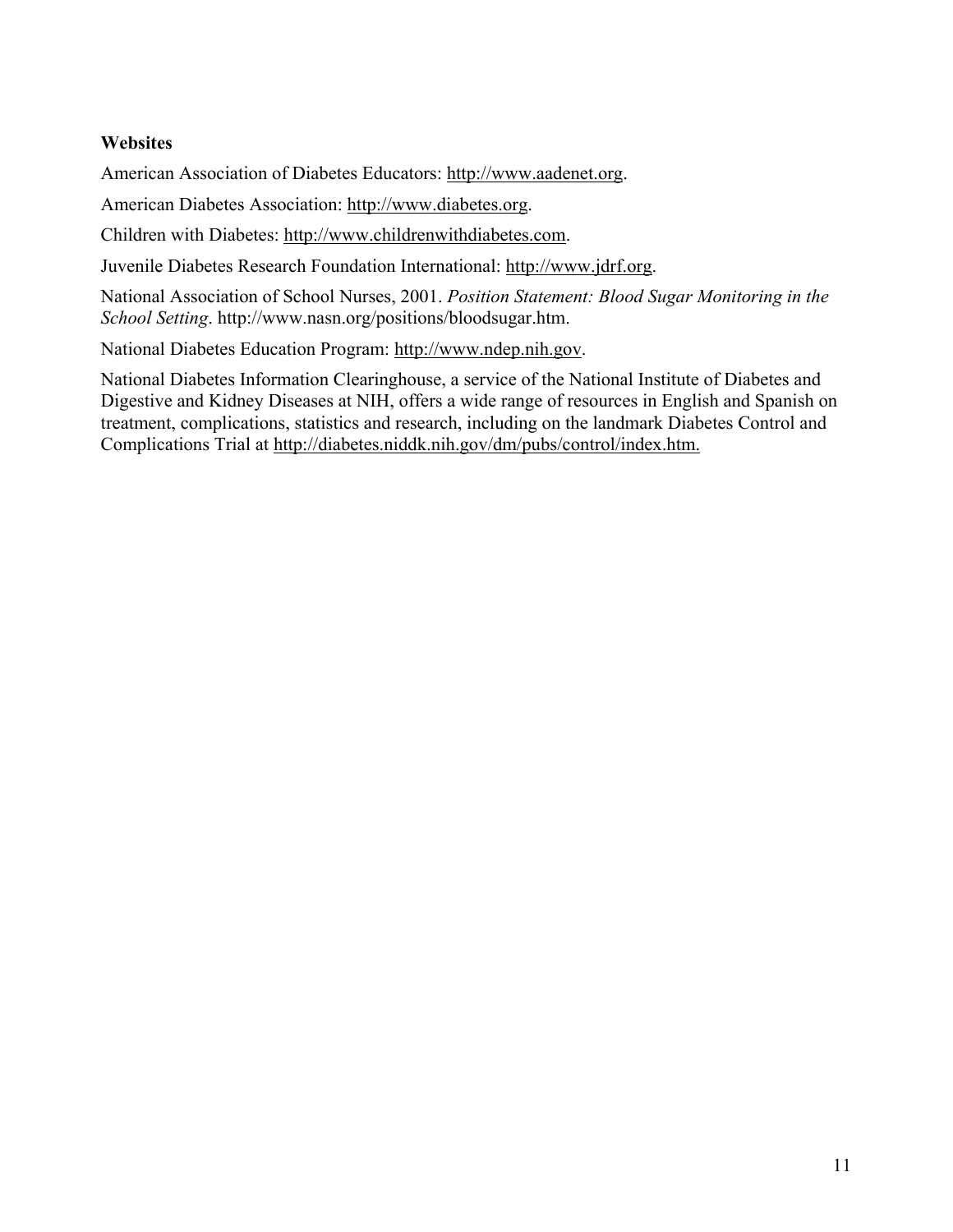**Websites**

American Association of Diabetes Educators: http://www.aadenet.org.

American Diabetes Association: http://www.diabetes.org.

Children with Diabetes: http://www.childrenwithdiabetes.com.

Juvenile Diabetes Research Foundation International: http://www.jdrf.org.

National Association of School Nurses, 2001. *Position Statement: Blood Sugar Monitoring in the School Setting*. http://www.nasn.org/positions/bloodsugar.htm.

National Diabetes Education Program: http://www.ndep.nih.gov.

National Diabetes Information Clearinghouse, a service of the National Institute of Diabetes and Digestive and Kidney Diseases at NIH, offers a wide range of resources in English and Spanish on treatment, complications, statistics and research, including on the landmark Diabetes Control and Complications Trial at http://diabetes.niddk.nih.gov/dm/pubs/control/index.htm.